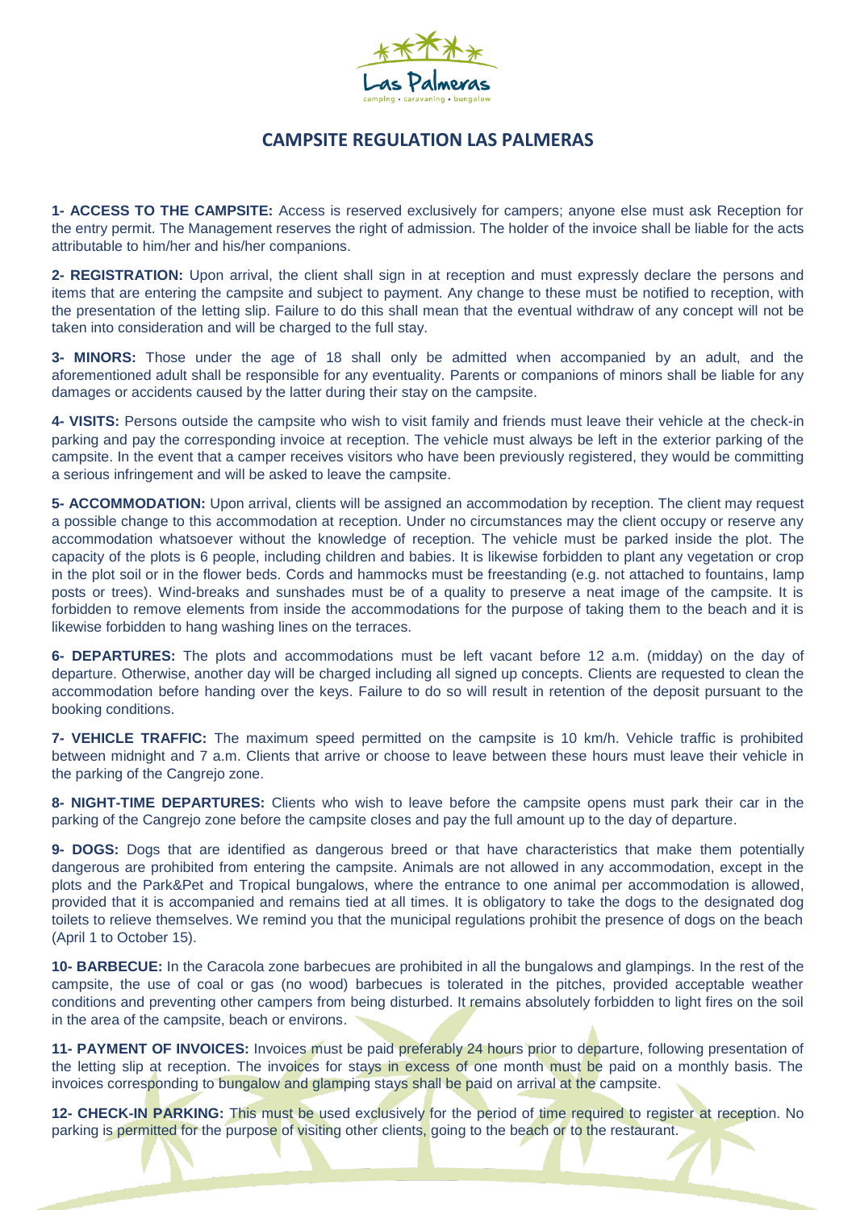# CAMPSITE REGULATION LAS PALMERAS

**1- ACCESS TO THE CAMPSITE:** Access is reserved exclusively for campers; anyone else must ask Reception for the entry permit. The Management reserves the right of admission. The holder of the invoice shall be liable for the acts attributable to him/her and his/her companions.

**2- REGISTRATION:** Upon arrival, the client shall sign in at reception and must expressly declare the persons and items that are entering the campsite and subject to payment. Any change to these must be notified to reception, with the presentation of the letting slip. Failure to do this shall mean that the eventual withdraw of any concept will not be taken into consideration and will be charged to the full stay.

**3- MINORS:** Those under the age of 18 shall only be admitted when accompanied by an adult, and the aforementioned adult shall be responsible for any eventuality. Parents or companions of minors shall be liable for any damages or accidents caused by the latter during their stay on the campsite.

**4- VISITS:** Persons outside the campsite who wish to visit family and friends must leave their vehicle at the check-in parking and pay the corresponding invoice at reception. The vehicle must always be left in the exterior parking of the campsite. In the event that a camper receives visitors who have been previously registered, they would be committing a serious infringement and will be asked to leave the campsite.

**5- ACCOMMODATION:** Upon arrival, clients will be assigned an accommodation by reception. The client may request a possible change to this accommodation at reception. Under no circumstances may the client occupy or reserve any accommodation whatsoever without the knowledge of reception. The vehicle must be parked inside the plot. The capacity of the plots is 6 people, including children and babies. It is likewise forbidden to plant any vegetation or crop in the plot soil or in the flower beds. Cords and hammocks must be freestanding (e.g. not attached to fountains, lamp posts or trees). Wind-breaks and sunshades must be of a quality to preserve a neat image of the campsite. It is forbidden to remove elements from inside the accommodations for the purpose of taking them to the beach and it is likewise forbidden to hang washing lines on the terraces.

**6- DEPARTURES:** The plots and accommodations must be left vacant before 12 a.m. (midday) on the day of departure. Otherwise, another day will be charged including all signed up concepts. Clients are requested to clean the accommodation before handing over the keys. Failure to do so will result in retention of the deposit pursuant to the booking conditions.

**7- VEHICLE TRAFFIC:** The maximum speed permitted on the campsite is 10 km/h. Vehicle traffic is prohibited between midnight and 7 a.m. Clients that arrive or choose to leave between these hours must leave their vehicle in the parking of the Cangrejo zone.

**8- NIGHT-TIME DEPARTURES:** Clients who wish to leave before the campsite opens must park their car in the parking of the Cangrejo zone before the campsite closes and pay the full amount up to the day of departure.

**9- DOGS:** Dogs that are identified as dangerous breed or that have characteristics that make them potentially dangerous are prohibited from entering the campsite. Animals are not allowed in any accommodation, except in the plots and the Park&Pet and Tropical bungalows, where the entrance to one animal per accommodation is allowed, provided that it is accompanied and remains tied at all times. It is obligatory to take the dogs to the designated dog toilets to relieve themselves. We remind you that the municipal regulations prohibit the presence of dogs on the beach (April 1 to October 15).

**10- BARBECUE:** In the Caracola zone barbecues are prohibited in all the bungalows and glampings. In the rest of the campsite, the use of coal or gas (no wood) barbecues is tolerated in the pitches, provided acceptable weather conditions and preventing other campers from being disturbed. It remains absolutely forbidden to light fires on the soil in the area of the campsite, beach or environs.

**11- PAYMENT OF INVOICES:** Invoices must be paid preferably 24 hours prior to departure, following presentation of the letting slip at reception. The invoices for stays in excess of one month must be paid on a monthly basis. The invoices corresponding to bungalow and glamping stays shall be paid on arrival at the campsite.

**12- CHECK-IN PARKING:** This must be used exclusively for the period of time required to register at reception. No parking is permitted for the purpose of visiting other clients, going to the beach or to the restaurant.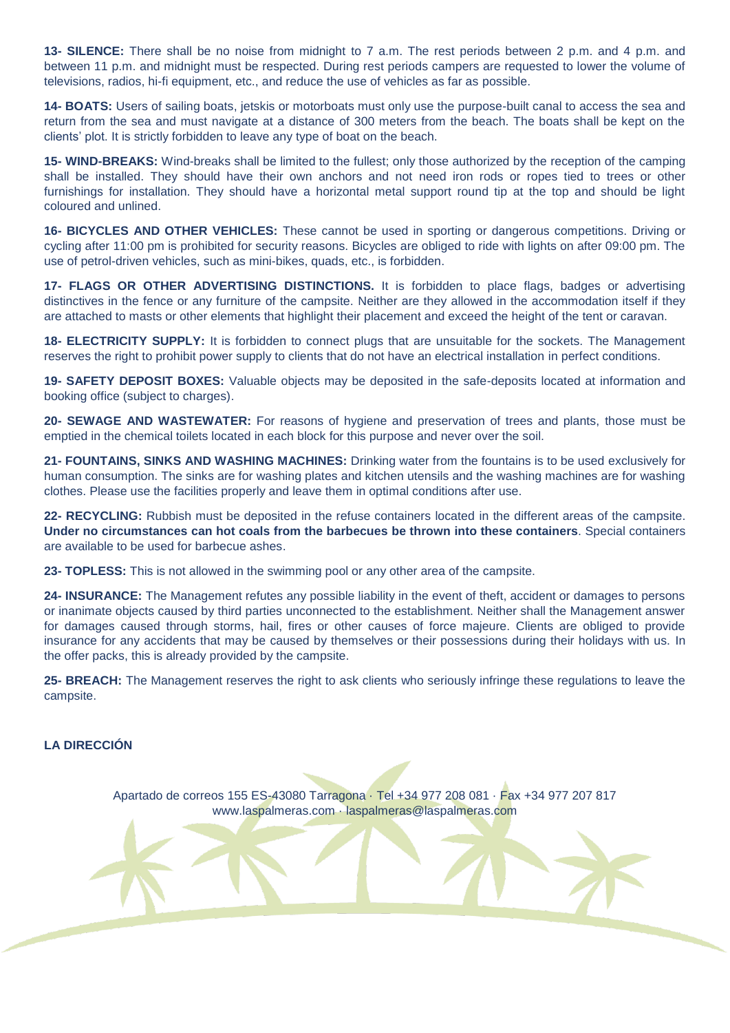**13- SILENCE:** There shall be no noise from midnight to 7 a.m. The rest periods between 2 p.m. and 4 p.m. and between 11 p.m. and midnight must be respected. During rest periods campers are requested to lower the volume of televisions, radios, hi-fi equipment, etc., and reduce the use of vehicles as far as possible.

**14- BOATS:** Users of sailing boats, jetskis or motorboats must only use the purpose-built canal to access the sea and return from the sea and must navigate at a distance of 300 meters from the beach. The boats shall be kept on the clients' plot. It is strictly forbidden to leave any type of boat on the beach.

**15- WIND-BREAKS:** Wind-breaks shall be limited to the fullest; only those authorized by the reception of the camping shall be installed. They should have their own anchors and not need iron rods or ropes tied to trees or other furnishings for installation. They should have a horizontal metal support round tip at the top and should be light coloured and unlined.

**16- BICYCLES AND OTHER VEHICLES:** These cannot be used in sporting or dangerous competitions. Driving or cycling after 11:00 pm is prohibited for security reasons. Bicycles are obliged to ride with lights on after 09:00 pm. The use of petrol-driven vehicles, such as mini-bikes, quads, etc., is forbidden.

**17- FLAGS OR OTHER ADVERTISING DISTINCTIONS.** It is forbidden to place flags, badges or advertising distinctives in the fence or any furniture of the campsite. Neither are they allowed in the accommodation itself if they are attached to masts or other elements that highlight their placement and exceed the height of the tent or caravan.

**18- ELECTRICITY SUPPLY:** It is forbidden to connect plugs that are unsuitable for the sockets. The Management reserves the right to prohibit power supply to clients that do not have an electrical installation in perfect conditions.

**19- SAFETY DEPOSIT BOXES:** Valuable objects may be deposited in the safe-deposits located at information and booking office (subject to charges).

**20- SEWAGE AND WASTEWATER:** For reasons of hygiene and preservation of trees and plants, those must be emptied in the chemical toilets located in each block for this purpose and never over the soil.

**21- FOUNTAINS, SINKS AND WASHING MACHINES:** Drinking water from the fountains is to be used exclusively for human consumption. The sinks are for washing plates and kitchen utensils and the washing machines are for washing clothes. Please use the facilities properly and leave them in optimal conditions after use.

**22- RECYCLING:** Rubbish must be deposited in the refuse containers located in the different areas of the campsite. **Under no circumstances can hot coals from the barbecues be thrown into these containers**. Special containers are available to be used for barbecue ashes.

**23- TOPLESS:** This is not allowed in the swimming pool or any other area of the campsite.

**24- INSURANCE:** The Management refutes any possible liability in the event of theft, accident or damages to persons or inanimate objects caused by third parties unconnected to the establishment. Neither shall the Management answer for damages caused through storms, hail, fires or other causes of force majeure. Clients are obliged to provide insurance for any accidents that may be caused by themselves or their possessions during their holidays with us. In the offer packs, this is already provided by the campsite.

**25- BREACH:** The Management reserves the right to ask clients who seriously infringe these regulations to leave the campsite.

**LA DIRECCIÓN**

Apartado de correos 155 ES-43080 Tarragona · Tel +34 977 208 081 · Fax +34 977 207 817
www.laspalmeras.com · laspalmeras@laspalmeras.com